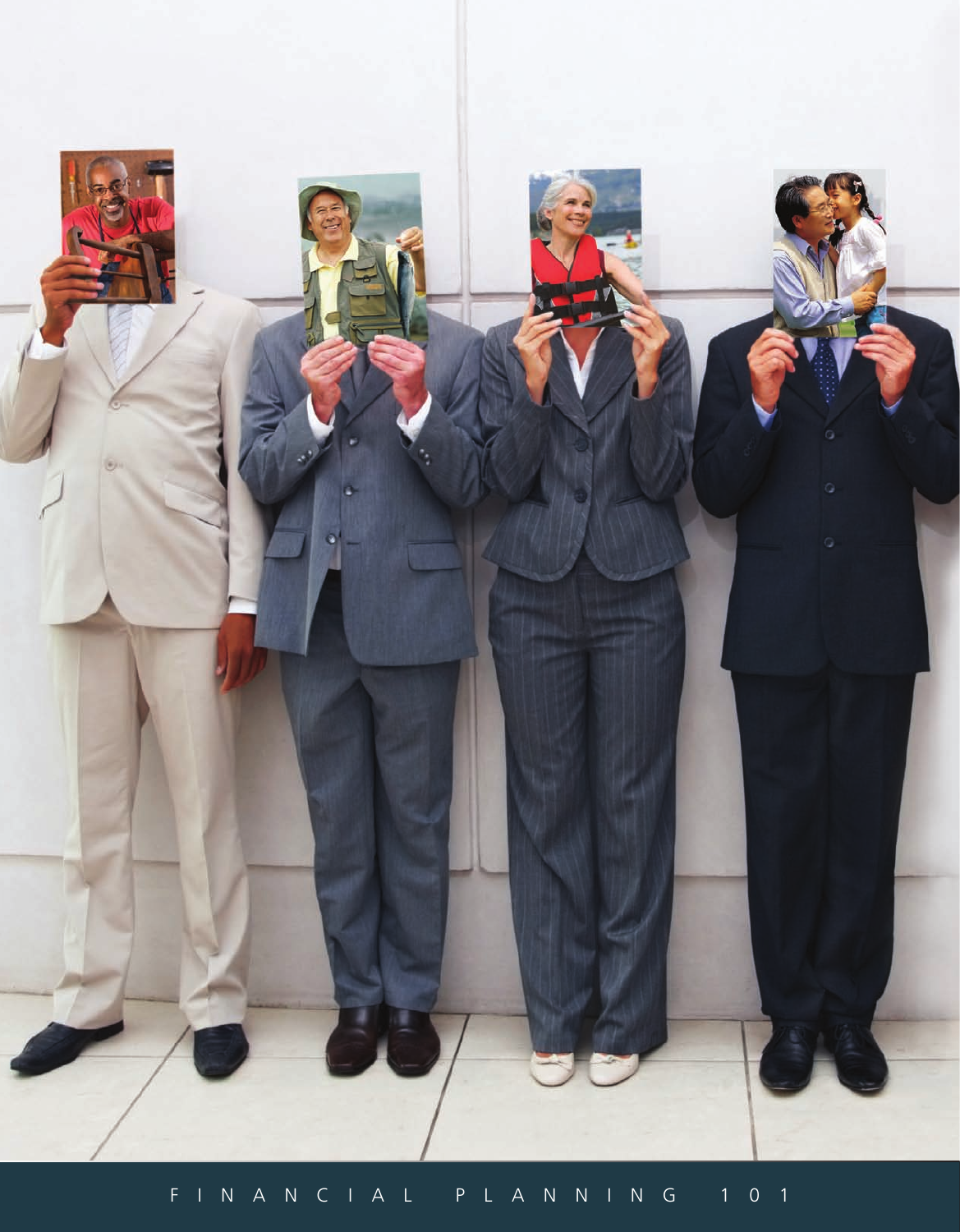FINANCIAL PLANNING 101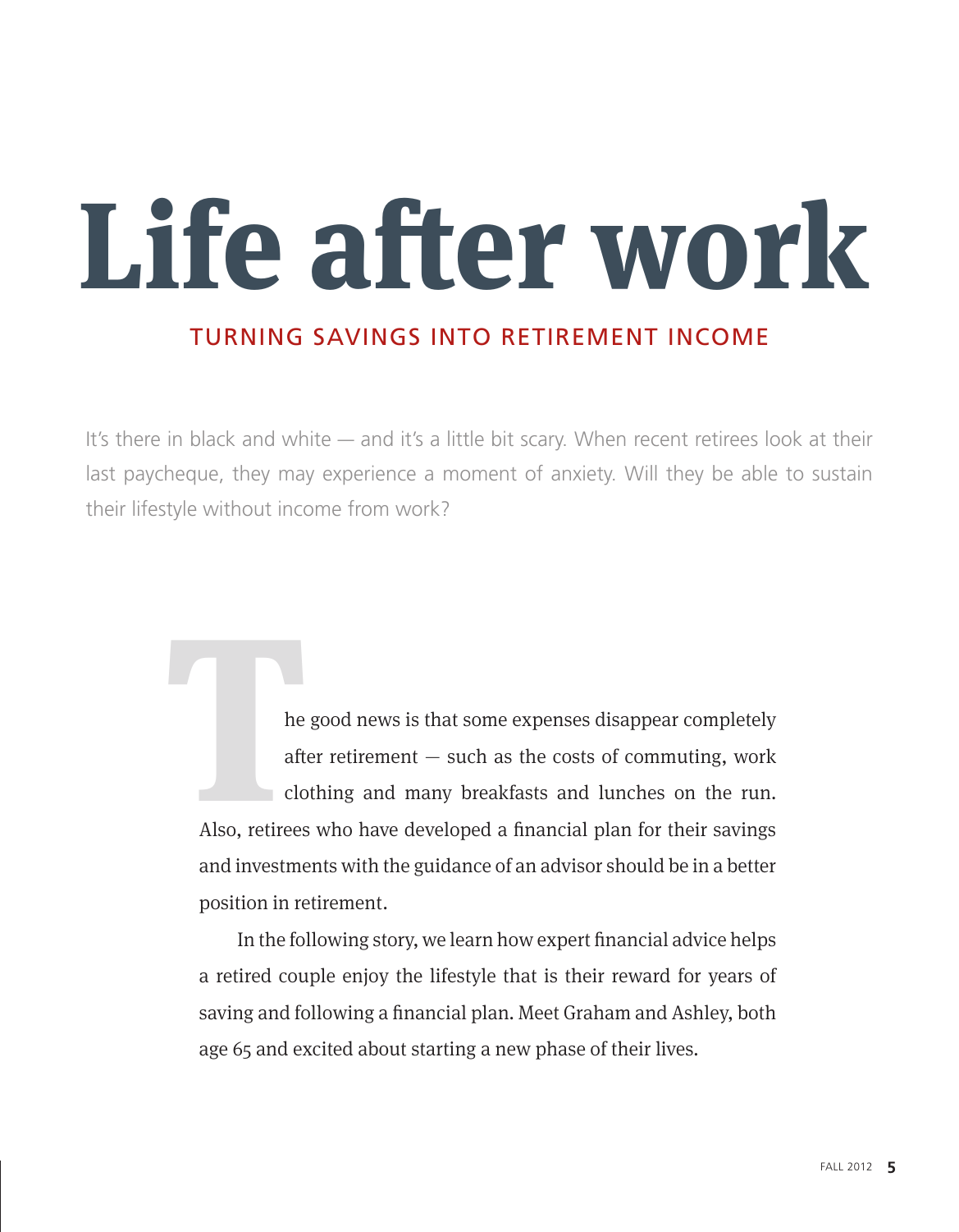# Life after work

## TURNING SAVINGS INTO RETIREMENT INCOME

It's there in black and white — and it's a little bit scary. When recent retirees look at their last paycheque, they may experience a moment of anxiety. Will they be able to sustain their lifestyle without income from work?

The good news is that some expenses disappear completely after retirement — such as the costs of commuting, work clothing and many breakfasts and lunches on the run. Also, retirees who have developed a financial plan for their savings and investments with the guidance of an advisor should be in a better position in retirement.

In the following story, we learn how expert financial advice helps a retired couple enjoy the lifestyle that is their reward for years of saving and following a financial plan. Meet Graham and Ashley, both age 65 and excited about starting a new phase of their lives.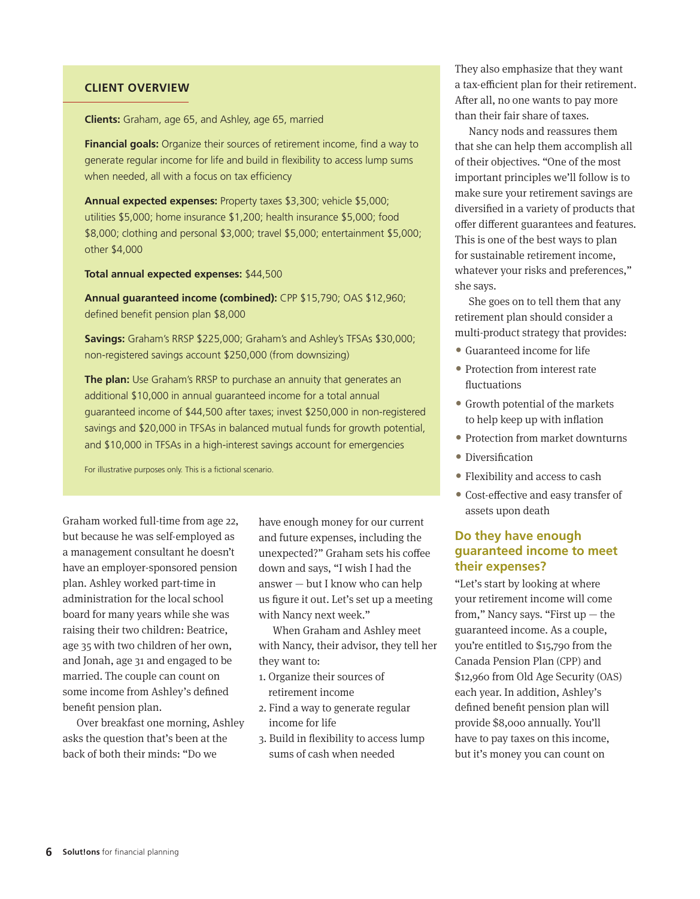## CLIENT OVERVIEW

**Clients:** Graham, age 65, and Ashley, age 65, married

**Financial goals:** Organize their sources of retirement income, find a way to generate regular income for life and build in flexibility to access lump sums when needed, all with a focus on tax efficiency

**Annual expected expenses:** Property taxes $3,300; vehicle $5,000; utilities $5,000; home insurance $1,200; health insurance $5,000; food $8,000; clothing and personal $3,000; travel $5,000; entertainment $5,000; other $4,000

**Total annual expected expenses:** $44,500

**Annual guaranteed income (combined):** CPP $15,790; OAS $12,960; defined benefit pension plan $8,000

**Savings:** Graham's RRSP $225,000; Graham's and Ashley's TFSAs $30,000; non-registered savings account $250,000 (from downsizing)

**The plan:** Use Graham's RRSP to purchase an annuity that generates an additional $10,000 in annual guaranteed income for a total annual guaranteed income of $44,500 after taxes; invest $250,000 in non-registered savings and $20,000 in TFSAs in balanced mutual funds for growth potential, and $10,000 in TFSAs in a high-interest savings account for emergencies

For illustrative purposes only. This is a fictional scenario.

Graham worked full-time from age 22, but because he was self-employed as a management consultant he doesn't have an employer-sponsored pension plan. Ashley worked part-time in administration for the local school board for many years while she was raising their two children: Beatrice, age 35 with two children of her own, and Jonah, age 31 and engaged to be married. The couple can count on some income from Ashley's defined benefit pension plan.

Over breakfast one morning, Ashley asks the question that's been at the back of both their minds: "Do we have enough money for our current and future expenses, including the unexpected?" Graham sets his coffee down and says, "I wish I had the answer — but I know who can help us figure it out. Let's set up a meeting with Nancy next week."

When Graham and Ashley meet with Nancy, their advisor, they tell her they want to:

1. Organize their sources of retirement income
2. Find a way to generate regular income for life
3. Build in flexibility to access lump sums of cash when needed

They also emphasize that they want a tax-efficient plan for their retirement. After all, no one wants to pay more than their fair share of taxes.

Nancy nods and reassures them that she can help them accomplish all of their objectives. "One of the most important principles we'll follow is to make sure your retirement savings are diversified in a variety of products that offer different guarantees and features. This is one of the best ways to plan for sustainable retirement income, whatever your risks and preferences," she says.

She goes on to tell them that any retirement plan should consider a multi-product strategy that provides:

- Guaranteed income for life
- Protection from interest rate fluctuations
- Growth potential of the markets to help keep up with inflation
- Protection from market downturns
- Diversification
- Flexibility and access to cash
- Cost-effective and easy transfer of assets upon death

## Do they have enough guaranteed income to meet their expenses?

"Let's start by looking at where your retirement income will come from," Nancy says. "First up — the guaranteed income. As a couple, you're entitled to $15,790 from the Canada Pension Plan (CPP) and $12,960 from Old Age Security (OAS) each year. In addition, Ashley's defined benefit pension plan will provide $8,000 annually. You'll have to pay taxes on this income, but it's money you can count on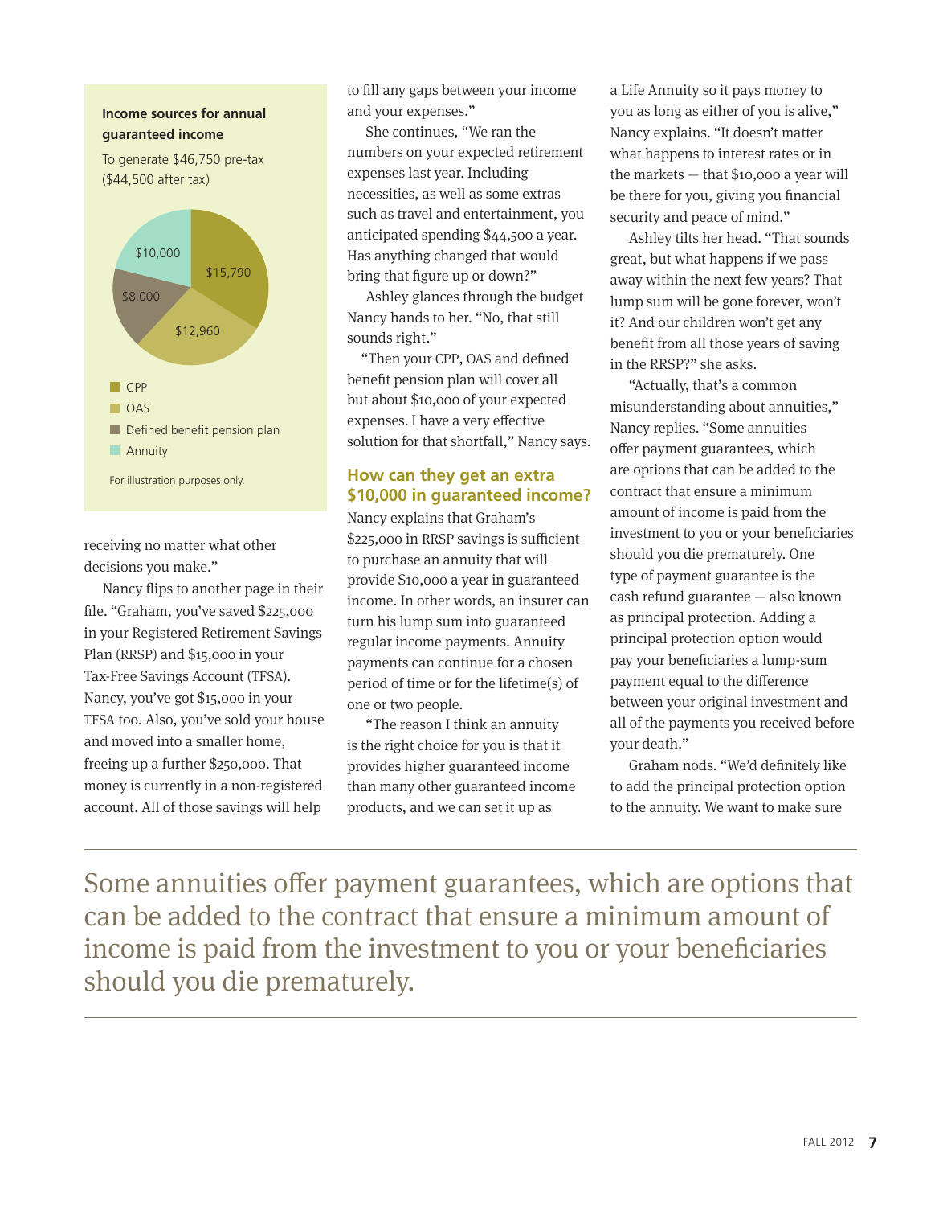**Income sources for annual guaranteed income**

To generate $46,750 pre-tax ($44,500 after tax)

| Income source | Amount |
| --- | --- |
| CPP | $15,790 |
| OAS | $12,960 |
| Defined benefit pension plan | $8,000 |
| Annuity | $10,000 |

For illustration purposes only.

receiving no matter what other decisions you make."

Nancy flips to another page in their file. "Graham, you've saved $225,000 in your Registered Retirement Savings Plan (RRSP) and $15,000 in your Tax-Free Savings Account (TFSA). Nancy, you've got $15,000 in your TFSA too. Also, you've sold your house and moved into a smaller home, freeing up a further $250,000. That money is currently in a non-registered account. All of those savings will help to fill any gaps between your income and your expenses."

She continues, "We ran the numbers on your expected retirement expenses last year. Including necessities, as well as some extras such as travel and entertainment, you anticipated spending $44,500 a year. Has anything changed that would bring that figure up or down?"

Ashley glances through the budget Nancy hands to her. "No, that still sounds right."

"Then your CPP, OAS and defined benefit pension plan will cover all but about $10,000 of your expected expenses. I have a very effective solution for that shortfall," Nancy says.

## How can they get an extra $10,000 in guaranteed income?

Nancy explains that Graham's $225,000 in RRSP savings is sufficient to purchase an annuity that will provide $10,000 a year in guaranteed income. In other words, an insurer can turn his lump sum into guaranteed regular income payments. Annuity payments can continue for a chosen period of time or for the lifetime(s) of one or two people.

"The reason I think an annuity is the right choice for you is that it provides higher guaranteed income than many other guaranteed income products, and we can set it up as a Life Annuity so it pays money to you as long as either of you is alive," Nancy explains. "It doesn't matter what happens to interest rates or in the markets — that $10,000 a year will be there for you, giving you financial security and peace of mind."

Ashley tilts her head. "That sounds great, but what happens if we pass away within the next few years? That lump sum will be gone forever, won't it? And our children won't get any benefit from all those years of saving in the RRSP?" she asks.

"Actually, that's a common misunderstanding about annuities," Nancy replies. "Some annuities offer payment guarantees, which are options that can be added to the contract that ensure a minimum amount of income is paid from the investment to you or your beneficiaries should you die prematurely. One type of payment guarantee is the cash refund guarantee — also known as principal protection. Adding a principal protection option would pay your beneficiaries a lump-sum payment equal to the difference between your original investment and all of the payments you received before your death."

Graham nods. "We'd definitely like to add the principal protection option to the annuity. We want to make sure

> Some annuities offer payment guarantees, which are options that can be added to the contract that ensure a minimum amount of income is paid from the investment to you or your beneficiaries should you die prematurely.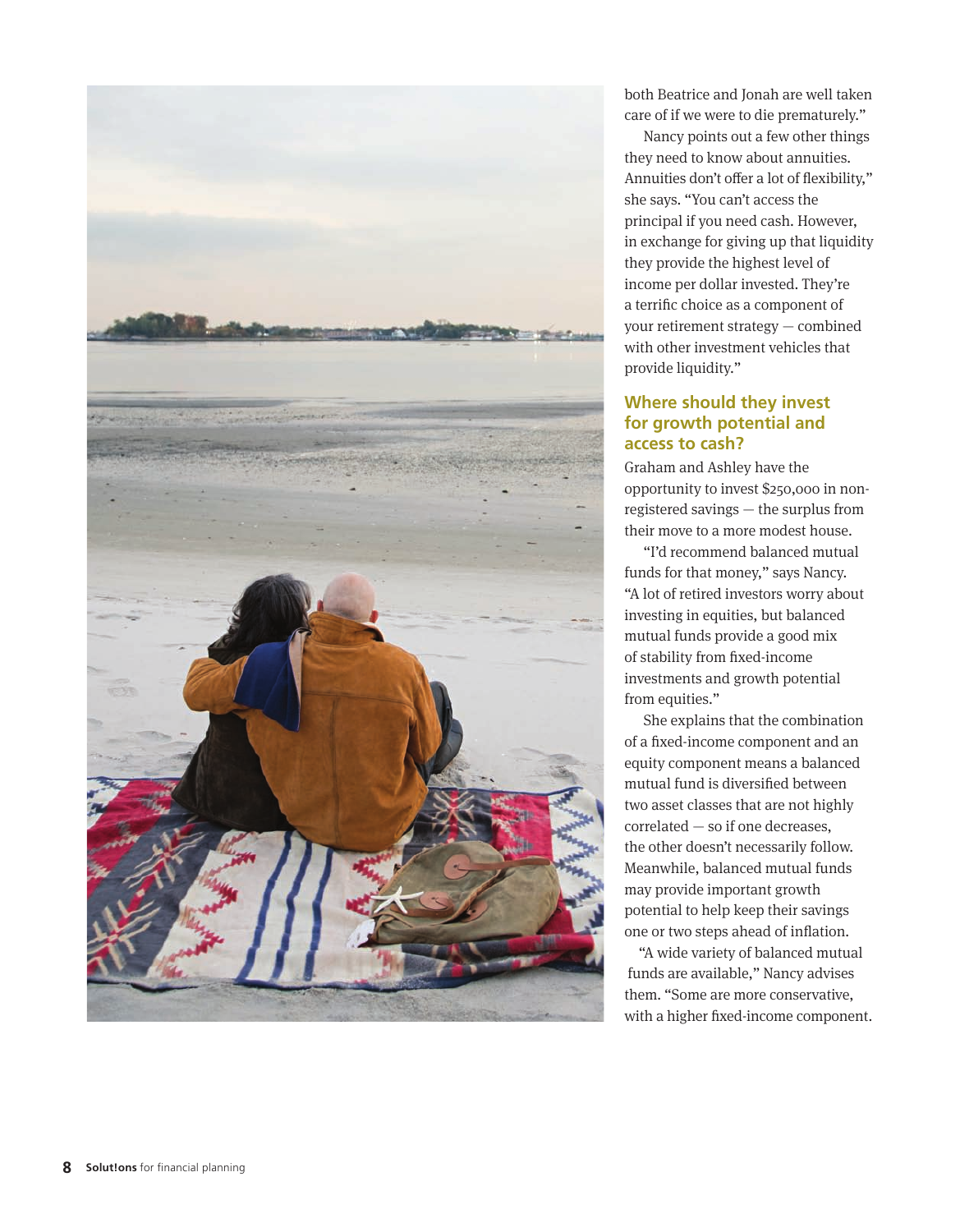both Beatrice and Jonah are well taken care of if we were to die prematurely."

Nancy points out a few other things they need to know about annuities. Annuities don't offer a lot of flexibility," she says. "You can't access the principal if you need cash. However, in exchange for giving up that liquidity they provide the highest level of income per dollar invested. They're a terrific choice as a component of your retirement strategy — combined with other investment vehicles that provide liquidity."

## Where should they invest for growth potential and access to cash?

Graham and Ashley have the opportunity to invest $250,000 in non-registered savings — the surplus from their move to a more modest house.

"I'd recommend balanced mutual funds for that money," says Nancy. "A lot of retired investors worry about investing in equities, but balanced mutual funds provide a good mix of stability from fixed-income investments and growth potential from equities."

She explains that the combination of a fixed-income component and an equity component means a balanced mutual fund is diversified between two asset classes that are not highly correlated — so if one decreases, the other doesn't necessarily follow. Meanwhile, balanced mutual funds may provide important growth potential to help keep their savings one or two steps ahead of inflation.

"A wide variety of balanced mutual funds are available," Nancy advises them. "Some are more conservative, with a higher fixed-income component.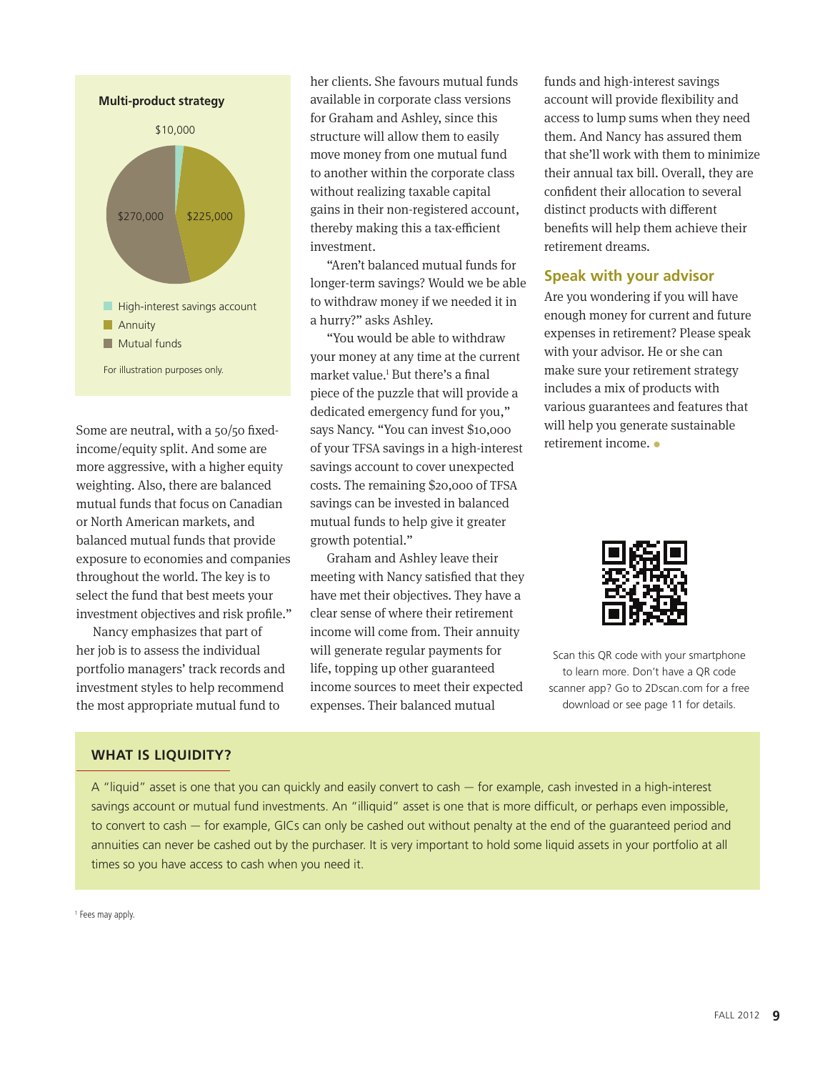**Multi-product strategy**

$10,000

$270,000 | $225,000

- High-interest savings account
- Annuity
- Mutual funds

For illustration purposes only.

Some are neutral, with a 50/50 fixed-income/equity split. And some are more aggressive, with a higher equity weighting. Also, there are balanced mutual funds that focus on Canadian or North American markets, and balanced mutual funds that provide exposure to economies and companies throughout the world. The key is to select the fund that best meets your investment objectives and risk profile."

Nancy emphasizes that part of her job is to assess the individual portfolio managers' track records and investment styles to help recommend the most appropriate mutual fund to her clients. She favours mutual funds available in corporate class versions for Graham and Ashley, since this structure will allow them to easily move money from one mutual fund to another within the corporate class without realizing taxable capital gains in their non-registered account, thereby making this a tax-efficient investment.

"Aren't balanced mutual funds for longer-term savings? Would we be able to withdraw money if we needed it in a hurry?" asks Ashley.

"You would be able to withdraw your money at any time at the current market value.[1] But there's a final piece of the puzzle that will provide a dedicated emergency fund for you," says Nancy. "You can invest $10,000 of your TFSA savings in a high-interest savings account to cover unexpected costs. The remaining $20,000 of TFSA savings can be invested in balanced mutual funds to help give it greater growth potential."

Graham and Ashley leave their meeting with Nancy satisfied that they have met their objectives. They have a clear sense of where their retirement income will come from. Their annuity will generate regular payments for life, topping up other guaranteed income sources to meet their expected expenses. Their balanced mutual funds and high-interest savings account will provide flexibility and access to lump sums when they need them. And Nancy has assured them that she'll work with them to minimize their annual tax bill. Overall, they are confident their allocation to several distinct products with different benefits will help them achieve their retirement dreams.

## Speak with your advisor

Are you wondering if you will have enough money for current and future expenses in retirement? Please speak with your advisor. He or she can make sure your retirement strategy includes a mix of products with various guarantees and features that will help you generate sustainable retirement income.

Scan this QR code with your smartphone to learn more. Don't have a QR code scanner app? Go to 2Dscan.com for a free download or see page 11 for details.

### WHAT IS LIQUIDITY?

A "liquid" asset is one that you can quickly and easily convert to cash — for example, cash invested in a high-interest savings account or mutual fund investments. An "illiquid" asset is one that is more difficult, or perhaps even impossible, to convert to cash — for example, GICs can only be cashed out without penalty at the end of the guaranteed period and annuities can never be cashed out by the purchaser. It is very important to hold some liquid assets in your portfolio at all times so you have access to cash when you need it.

[1] Fees may apply.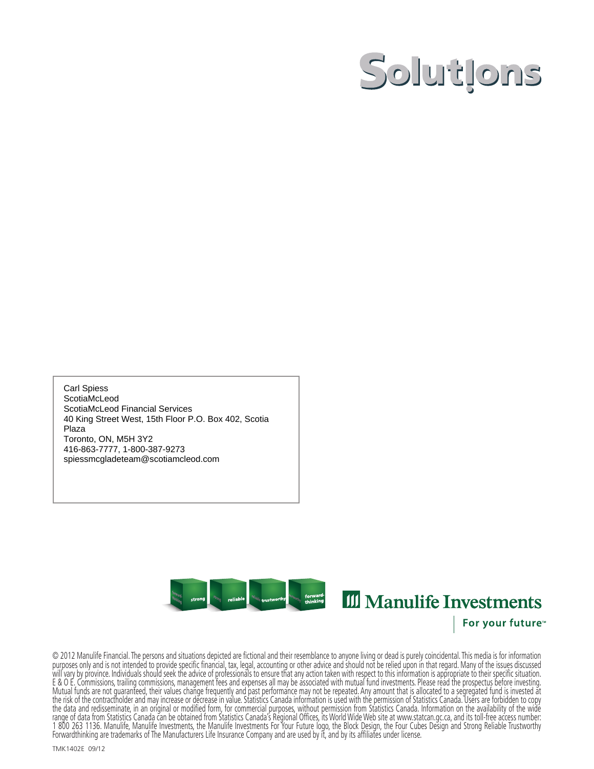# Solutions

Carl Spiess
ScotiaMcLeod
ScotiaMcLeod Financial Services
40 King Street West, 15th Floor P.O. Box 402, Scotia Plaza
Toronto, ON, M5H 3Y2
416-863-7777, 1-800-387-9273
spiessmcgladeteam@scotiamcleod.com

strong reliable trustworthy forward-thinking

Manulife Investments

For your future™

© 2012 Manulife Financial. The persons and situations depicted are fictional and their resemblance to anyone living or dead is purely coincidental. This media is for information purposes only and is not intended to provide specific financial, tax, legal, accounting or other advice and should not be relied upon in that regard. Many of the issues discussed will vary by province. Individuals should seek the advice of professionals to ensure that any action taken with respect to this information is appropriate to their specific situation. E & O E. Commissions, trailing commissions, management fees and expenses all may be associated with mutual fund investments. Please read the prospectus before investing. Mutual funds are not guaranteed, their values change frequently and past performance may not be repeated. Any amount that is allocated to a segregated fund is invested at the risk of the contractholder and may increase or decrease in value. Statistics Canada information is used with the permission of Statistics Canada. Users are forbidden to copy the data and redisseminate, in an original or modified form, for commercial purposes, without permission from Statistics Canada. Information on the availability of the wide range of data from Statistics Canada can be obtained from Statistics Canada's Regional Offices, its World Wide Web site at www.statcan.gc.ca, and its toll-free access number: 1 800 263 1136. Manulife, Manulife Investments, the Manulife Investments For Your Future logo, the Block Design, the Four Cubes Design and Strong Reliable Trustworthy Forwardthinking are trademarks of The Manufacturers Life Insurance Company and are used by it, and by its affiliates under license.

TMK1402E 09/12